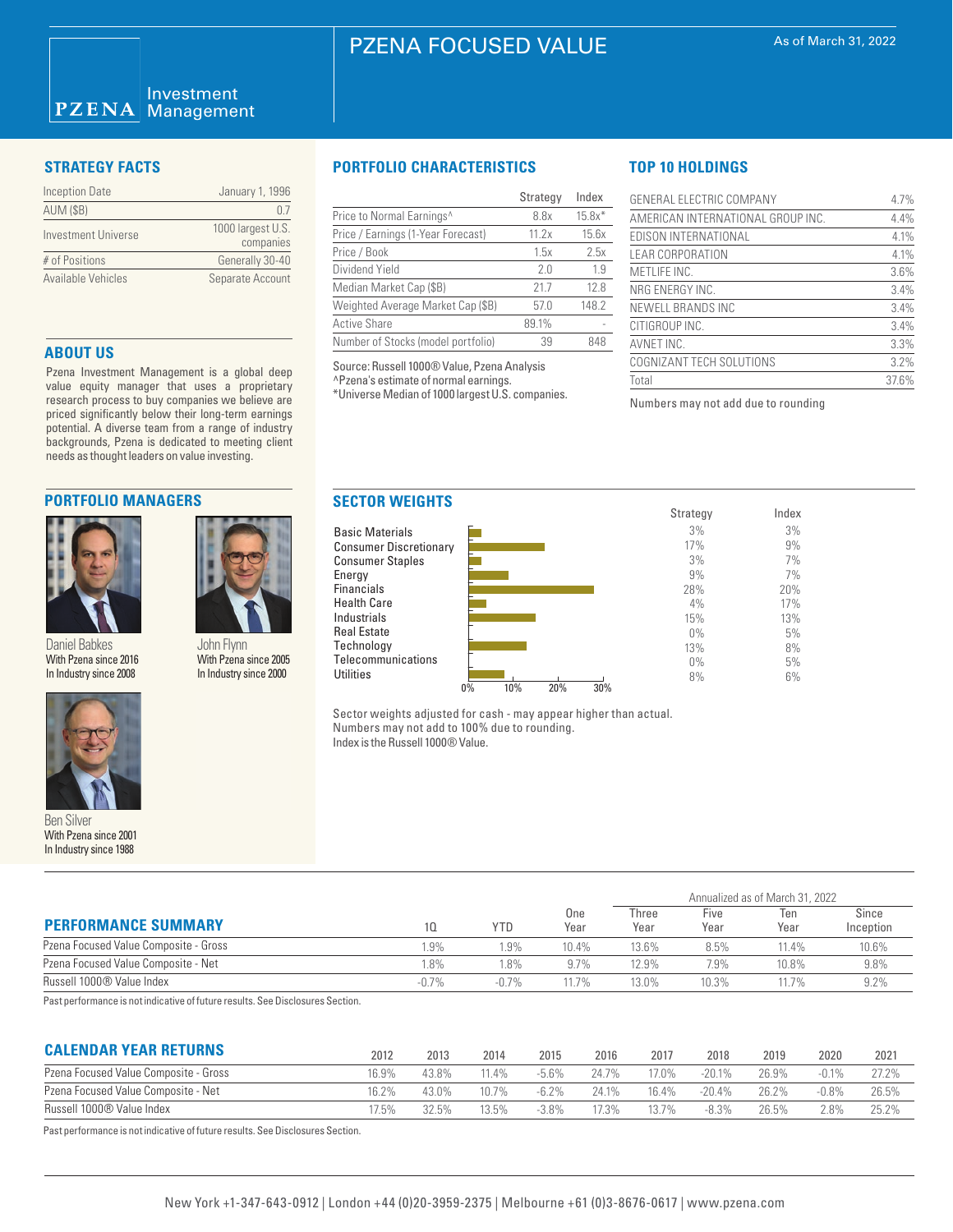# PZENA FOCUSED VALUE

As of March 31, 2022

PZENA Investment Management

## STRATEGY FACTS

| | |
|---|---|
| Inception Date | January 1, 1996 |
| AUM ($B) | 0.7 |
| Investment Universe | 1000 largest U.S. companies |
| # of Positions | Generally 30-40 |
| Available Vehicles | Separate Account |

## ABOUT US

Pzena Investment Management is a global deep value equity manager that uses a proprietary research process to buy companies we believe are priced significantly below their long-term earnings potential. A diverse team from a range of industry backgrounds, Pzena is dedicated to meeting client needs as thought leaders on value investing.

## PORTFOLIO MANAGERS

Daniel Babkes
With Pzena since 2016
In Industry since 2008

John Flynn
With Pzena since 2005
In Industry since 2000

Ben Silver
With Pzena since 2001
In Industry since 1988

## PORTFOLIO CHARACTERISTICS

| | Strategy | Index |
|---|---|---|
| Price to Normal Earnings^ | 8.8x | 15.8x* |
| Price / Earnings (1-Year Forecast) | 11.2x | 15.6x |
| Price / Book | 1.5x | 2.5x |
| Dividend Yield | 2.0 | 1.9 |
| Median Market Cap ($B) | 21.7 | 12.8 |
| Weighted Average Market Cap ($B) | 57.0 | 148.2 |
| Active Share | 89.1% | - |
| Number of Stocks (model portfolio) | 39 | 848 |

Source: Russell 1000® Value, Pzena Analysis
^Pzena's estimate of normal earnings.
*Universe Median of 1000 largest U.S. companies.

## TOP 10 HOLDINGS

| | |
|---|---|
| GENERAL ELECTRIC COMPANY | 4.7% |
| AMERICAN INTERNATIONAL GROUP INC. | 4.4% |
| EDISON INTERNATIONAL | 4.1% |
| LEAR CORPORATION | 4.1% |
| METLIFE INC. | 3.6% |
| NRG ENERGY INC. | 3.4% |
| NEWELL BRANDS INC | 3.4% |
| CITIGROUP INC. | 3.4% |
| AVNET INC. | 3.3% |
| COGNIZANT TECH SOLUTIONS | 3.2% |
| Total | 37.6% |

Numbers may not add due to rounding

## SECTOR WEIGHTS

| | Strategy | Index |
|---|---|---|
| Basic Materials | 3% | 3% |
| Consumer Discretionary | 17% | 9% |
| Consumer Staples | 3% | 7% |
| Energy | 9% | 7% |
| Financials | 28% | 20% |
| Health Care | 4% | 17% |
| Industrials | 15% | 13% |
| Real Estate | 0% | 5% |
| Technology | 13% | 8% |
| Telecommunications | 0% | 5% |
| Utilities | 8% | 6% |

Sector weights adjusted for cash - may appear higher than actual.
Numbers may not add to 100% due to rounding.
Index is the Russell 1000® Value.

## PERFORMANCE SUMMARY

| | 1Q | YTD | One Year | Three Year | Five Year | Ten Year | Since Inception |
|---|---|---|---|---|---|---|---|
| | | | | Annualized as of March 31, 2022 | | | |
| Pzena Focused Value Composite - Gross | 1.9% | 1.9% | 10.4% | 13.6% | 8.5% | 11.4% | 10.6% |
| Pzena Focused Value Composite - Net | 1.8% | 1.8% | 9.7% | 12.9% | 7.9% | 10.8% | 9.8% |
| Russell 1000® Value Index | -0.7% | -0.7% | 11.7% | 13.0% | 10.3% | 11.7% | 9.2% |

Past performance is not indicative of future results. See Disclosures Section.

## CALENDAR YEAR RETURNS

| | 2012 | 2013 | 2014 | 2015 | 2016 | 2017 | 2018 | 2019 | 2020 | 2021 |
|---|---|---|---|---|---|---|---|---|---|---|
| Pzena Focused Value Composite - Gross | 16.9% | 43.8% | 11.4% | -5.6% | 24.7% | 17.0% | -20.1% | 26.9% | -0.1% | 27.2% |
| Pzena Focused Value Composite - Net | 16.2% | 43.0% | 10.7% | -6.2% | 24.1% | 16.4% | -20.4% | 26.2% | -0.8% | 26.5% |
| Russell 1000® Value Index | 17.5% | 32.5% | 13.5% | -3.8% | 17.3% | 13.7% | -8.3% | 26.5% | 2.8% | 25.2% |

Past performance is not indicative of future results. See Disclosures Section.

New York +1-347-643-0912 | London +44 (0)20-3959-2375 | Melbourne +61 (0)3-8676-0617 | www.pzena.com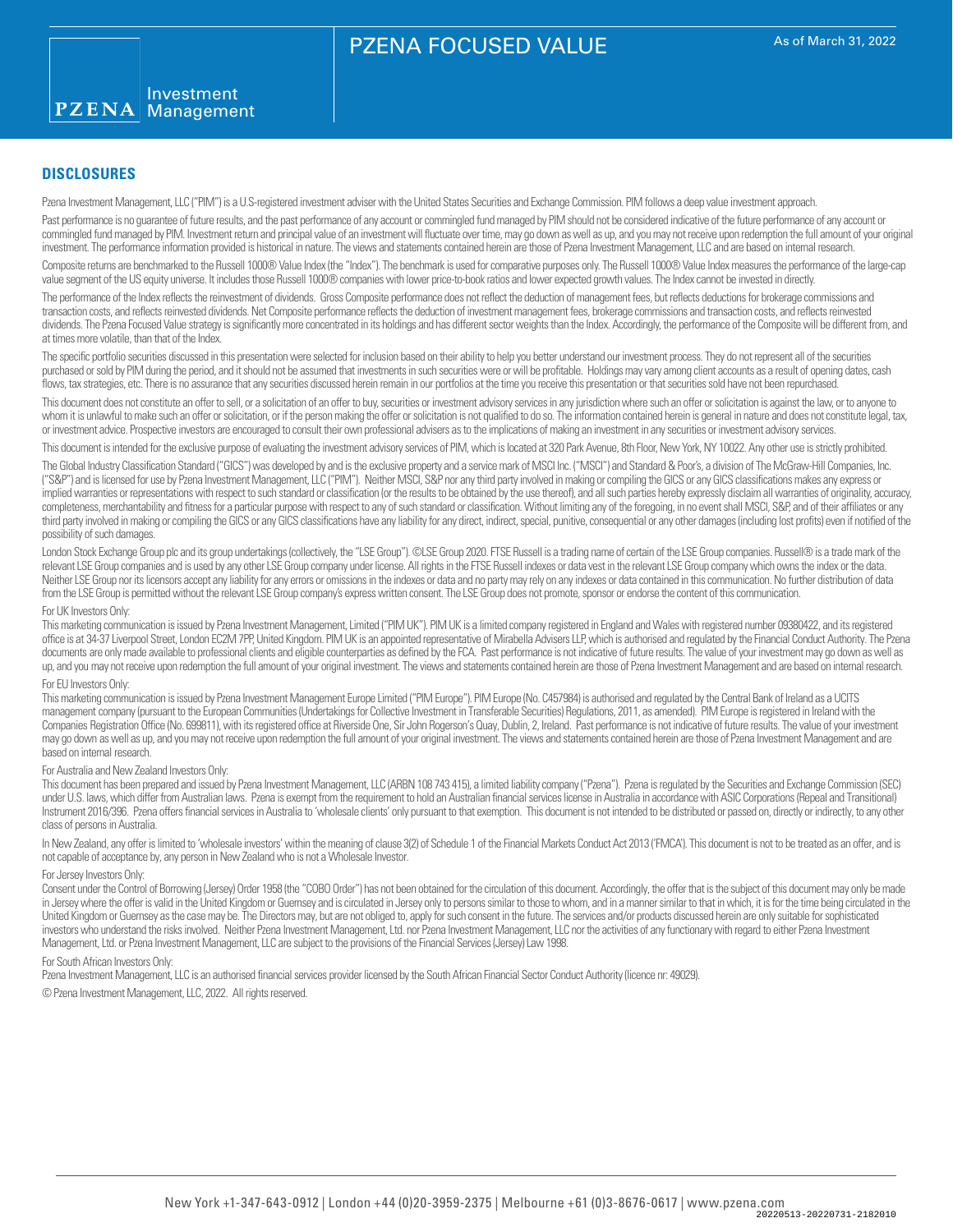## DISCLOSURES

Pzena Investment Management, LLC ("PIM") is a U.S-registered investment adviser with the United States Securities and Exchange Commission. PIM follows a deep value investment approach.

Past performance is no guarantee of future results, and the past performance of any account or commingled fund managed by PIM should not be considered indicative of the future performance of any account or commingled fund managed by PIM. Investment return and principal value of an investment will fluctuate over time, may go down as well as up, and you may not receive upon redemption the full amount of your original investment. The performance information provided is historical in nature. The views and statements contained herein are those of Pzena Investment Management, LLC and are based on internal research.

Composite returns are benchmarked to the Russell 1000® Value Index (the "Index"). The benchmark is used for comparative purposes only. The Russell 1000® Value Index measures the performance of the large-cap value segment of the US equity universe. It includes those Russell 1000® companies with lower price-to-book ratios and lower expected growth values. The Index cannot be invested in directly.

The performance of the Index reflects the reinvestment of dividends. Gross Composite performance does not reflect the deduction of management fees, but reflects deductions for brokerage commissions and transaction costs, and reflects reinvested dividends. Net Composite performance reflects the deduction of investment management fees, brokerage commissions and transaction costs, and reflects reinvested dividends. The Pzena Focused Value strategy is significantly more concentrated in its holdings and has different sector weights than the Index. Accordingly, the performance of the Composite will be different from, and at times more volatile, than that of the Index.

The specific portfolio securities discussed in this presentation were selected for inclusion based on their ability to help you better understand our investment process. They do not represent all of the securities purchased or sold by PIM during the period, and it should not be assumed that investments in such securities were or will be profitable. Holdings may vary among client accounts as a result of opening dates, cash flows, tax strategies, etc. There is no assurance that any securities discussed herein remain in our portfolios at the time you receive this presentation or that securities sold have not been repurchased.

This document does not constitute an offer to sell, or a solicitation of an offer to buy, securities or investment advisory services in any jurisdiction where such an offer or solicitation is against the law, or to anyone to whom it is unlawful to make such an offer or solicitation, or if the person making the offer or solicitation is not qualified to do so. The information contained herein is general in nature and does not constitute legal, tax, or investment advice. Prospective investors are encouraged to consult their own professional advisers as to the implications of making an investment in any securities or investment advisory services.

This document is intended for the exclusive purpose of evaluating the investment advisory services of PIM, which is located at 320 Park Avenue, 8th Floor, New York, NY 10022. Any other use is strictly prohibited.

The Global Industry Classification Standard ("GICS") was developed by and is the exclusive property and a service mark of MSCI Inc. ("MSCI") and Standard & Poor's, a division of The McGraw-Hill Companies, Inc. ("S&P") and is licensed for use by Pzena Investment Management, LLC ("PIM"). Neither MSCI, S&P nor any third party involved in making or compiling the GICS or any GICS classifications makes any express or implied warranties or representations with respect to such standard or classification (or the results to be obtained by the use thereof), and all such parties hereby expressly disclaim all warranties of originality, accuracy, completeness, merchantability and fitness for a particular purpose with respect to any of such standard or classification. Without limiting any of the foregoing, in no event shall MSCI, S&P, and of their affiliates or any third party involved in making or compiling the GICS or any GICS classifications have any liability for any direct, indirect, special, punitive, consequential or any other damages (including lost profits) even if notified of the possibility of such damages.

London Stock Exchange Group plc and its group undertakings (collectively, the "LSE Group"). ©LSE Group 2020. FTSE Russell is a trading name of certain of the LSE Group companies. Russell® is a trade mark of the relevant LSE Group companies and is used by any other LSE Group company under license. All rights in the FTSE Russell indexes or data vest in the relevant LSE Group company which owns the index or the data. Neither LSE Group nor its licensors accept any liability for any errors or omissions in the indexes or data and no party may rely on any indexes or data contained in this communication. No further distribution of data from the LSE Group is permitted without the relevant LSE Group company's express written consent. The LSE Group does not promote, sponsor or endorse the content of this communication.

For UK Investors Only:

This marketing communication is issued by Pzena Investment Management, Limited ("PIM UK"). PIM UK is a limited company registered in England and Wales with registered number 09380422, and its registered office is at 34-37 Liverpool Street, London EC2M 7PP, United Kingdom. PIM UK is an appointed representative of Mirabella Advisers LLP, which is authorised and regulated by the Financial Conduct Authority. The Pzena documents are only made available to professional clients and eligible counterparties as defined by the FCA. Past performance is not indicative of future results. The value of your investment may go down as well as up, and you may not receive upon redemption the full amount of your original investment. The views and statements contained herein are those of Pzena Investment Management and are based on internal research.

For EU Investors Only:

This marketing communication is issued by Pzena Investment Management Europe Limited ("PIM Europe"). PIM Europe (No. C457984) is authorised and regulated by the Central Bank of Ireland as a UCITS management company (pursuant to the European Communities (Undertakings for Collective Investment in Transferable Securities) Regulations, 2011, as amended). PIM Europe is registered in Ireland with the Companies Registration Office (No. 699811), with its registered office at Riverside One, Sir John Rogerson's Quay, Dublin, 2, Ireland. Past performance is not indicative of future results. The value of your investment may go down as well as up, and you may not receive upon redemption the full amount of your original investment. The views and statements contained herein are those of Pzena Investment Management and are based on internal research.

For Australia and New Zealand Investors Only:

This document has been prepared and issued by Pzena Investment Management, LLC (ARBN 108 743 415), a limited liability company ("Pzena"). Pzena is regulated by the Securities and Exchange Commission (SEC) under U.S. laws, which differ from Australian laws. Pzena is exempt from the requirement to hold an Australian financial services license in Australia in accordance with ASIC Corporations (Repeal and Transitional) Instrument 2016/396. Pzena offers financial services in Australia to 'wholesale clients' only pursuant to that exemption. This document is not intended to be distributed or passed on, directly or indirectly, to any other class of persons in Australia.

In New Zealand, any offer is limited to 'wholesale investors' within the meaning of clause 3(2) of Schedule 1 of the Financial Markets Conduct Act 2013 ('FMCA'). This document is not to be treated as an offer, and is not capable of acceptance by, any person in New Zealand who is not a Wholesale Investor.

For Jersey Investors Only:

Consent under the Control of Borrowing (Jersey) Order 1958 (the "COBO Order") has not been obtained for the circulation of this document. Accordingly, the offer that is the subject of this document may only be made in Jersey where the offer is valid in the United Kingdom or Guernsey and is circulated in Jersey only to persons similar to those to whom, and in a manner similar to that in which, it is for the time being circulated in the United Kingdom or Guernsey as the case may be. The Directors may, but are not obliged to, apply for such consent in the future. The services and/or products discussed herein are only suitable for sophisticated investors who understand the risks involved. Neither Pzena Investment Management, Ltd. nor Pzena Investment Management, LLC nor the activities of any functionary with regard to either Pzena Investment Management, Ltd. or Pzena Investment Management, LLC are subject to the provisions of the Financial Services (Jersey) Law 1998.

For South African Investors Only:

Pzena Investment Management, LLC is an authorised financial services provider licensed by the South African Financial Sector Conduct Authority (licence nr: 49029).

© Pzena Investment Management, LLC, 2022. All rights reserved.

New York +1-347-643-0912 | London +44 (0)20-3959-2375 | Melbourne +61 (0)3-8676-0617 | www.pzena.com

20220513-20220731-2182010